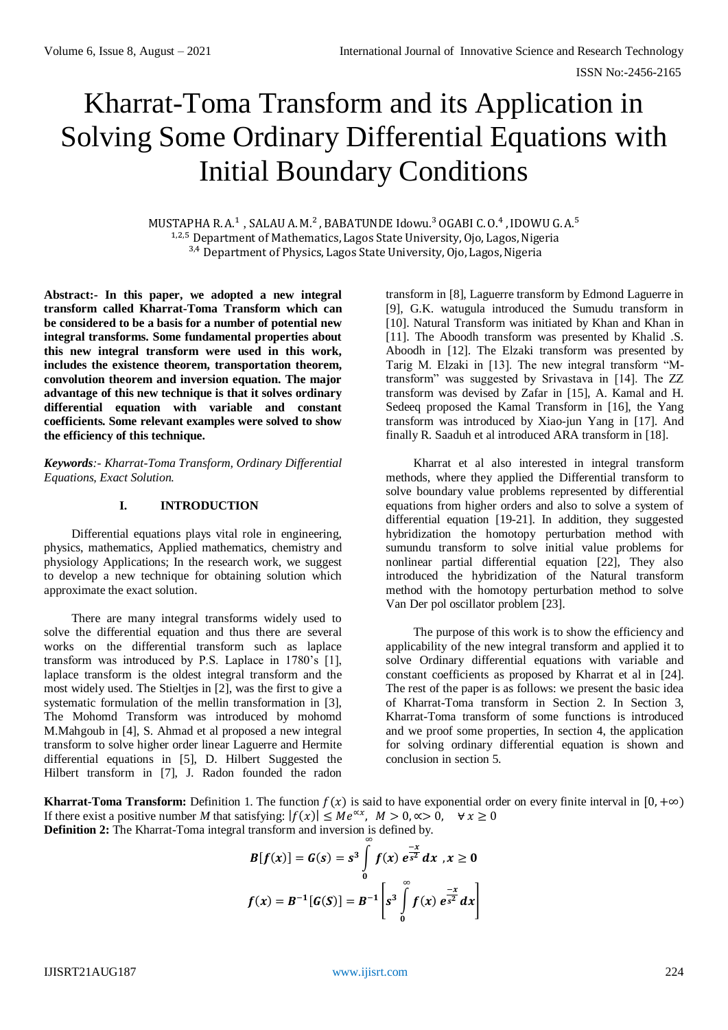# Kharrat-Toma Transform and its Application in Solving Some Ordinary Differential Equations with Initial Boundary Conditions

MUSTAPHA R. A.[1] , SALAU A. M.[2] , BABATUNDE Idowu.[3] OGABI C. O.[4] , IDOWU G. A.[5]

[1,2,5] Department of Mathematics, Lagos State University, Ojo, Lagos, Nigeria

[3,4] Department of Physics, Lagos State University, Ojo, Lagos, Nigeria

**Abstract:- In this paper, we adopted a new integral transform called Kharrat-Toma Transform which can be considered to be a basis for a number of potential new integral transforms. Some fundamental properties about this new integral transform were used in this work, includes the existence theorem, transportation theorem, convolution theorem and inversion equation. The major advantage of this new technique is that it solves ordinary differential equation with variable and constant coefficients. Some relevant examples were solved to show the efficiency of this technique.**

***Keywords**:- Kharrat-Toma Transform, Ordinary Differential Equations, Exact Solution.*

## I. INTRODUCTION

Differential equations plays vital role in engineering, physics, mathematics, Applied mathematics, chemistry and physiology Applications; In the research work, we suggest to develop a new technique for obtaining solution which approximate the exact solution.

There are many integral transforms widely used to solve the differential equation and thus there are several works on the differential transform such as laplace transform was introduced by P.S. Laplace in 1780's [1], laplace transform is the oldest integral transform and the most widely used. The Stieltjes in [2], was the first to give a systematic formulation of the mellin transformation in [3], The Mohomd Transform was introduced by mohomd M.Mahgoub in [4], S. Ahmad et al proposed a new integral transform to solve higher order linear Laguerre and Hermite differential equations in [5], D. Hilbert Suggested the Hilbert transform in [7], J. Radon founded the radon transform in [8], Laguerre transform by Edmond Laguerre in [9], G.K. watugula introduced the Sumudu transform in [10]. Natural Transform was initiated by Khan and Khan in [11]. The Aboodh transform was presented by Khalid .S. Aboodh in [12]. The Elzaki transform was presented by Tarig M. Elzaki in [13]. The new integral transform "M-transform" was suggested by Srivastava in [14]. The ZZ transform was devised by Zafar in [15], A. Kamal and H. Sedeeq proposed the Kamal Transform in [16], the Yang transform was introduced by Xiao-jun Yang in [17]. And finally R. Saaduh et al introduced ARA transform in [18].

Kharrat et al also interested in integral transform methods, where they applied the Differential transform to solve boundary value problems represented by differential equations from higher orders and also to solve a system of differential equation [19-21]. In addition, they suggested hybridization the homotopy perturbation method with sumundu transform to solve initial value problems for nonlinear partial differential equation [22], They also introduced the hybridization of the Natural transform method with the homotopy perturbation method to solve Van Der pol oscillator problem [23].

The purpose of this work is to show the efficiency and applicability of the new integral transform and applied it to solve Ordinary differential equations with variable and constant coefficients as proposed by Kharrat et al in [24]. The rest of the paper is as follows: we present the basic idea of Kharrat-Toma transform in Section 2. In Section 3, Kharrat-Toma transform of some functions is introduced and we proof some properties, In section 4, the application for solving ordinary differential equation is shown and conclusion in section 5.

**Kharrat-Toma Transform:** Definition 1. The function $f(x)$ is said to have exponential order on every finite interval in $[0, +\infty)$ If there exist a positive number *M* that satisfying: $|f(x)| \leq Me^{\propto x},\ \ M > 0, \propto > 0, \quad \forall\, x \geq 0$

**Definition 2:** The Kharrat-Toma integral transform and inversion is defined by.

$$B[f(x)] = G(s) = s^3 \int_0^\infty f(x)\, e^{\frac{-x}{s^2}}\, dx \ , x \geq 0$$

$$f(x) = B^{-1}[G(S)] = B^{-1}\left[s^3 \int_0^\infty f(x)\, e^{\frac{-x}{s^2}}\, dx\right]$$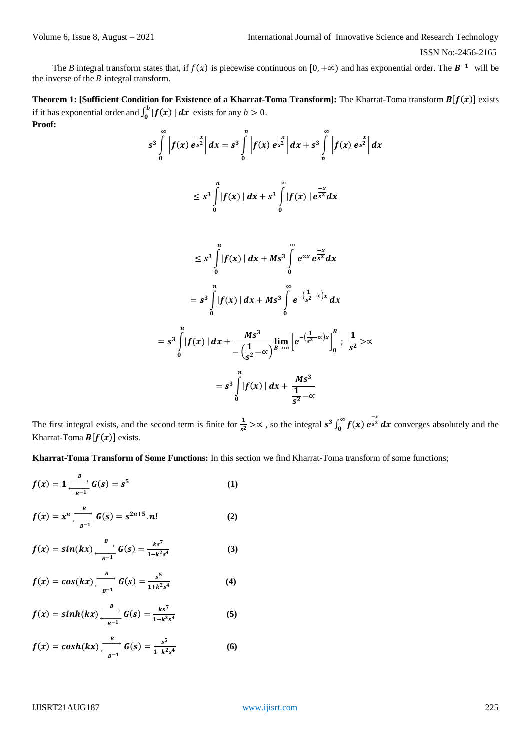The $B$ integral transform states that, if $f(x)$ is piecewise continuous on $[0, +\infty)$ and has exponential order. The $\boldsymbol{B^{-1}}$ will be the inverse of the $B$ integral transform.

**Theorem 1: [Sufficient Condition for Existence of a Kharrat-Toma Transform]:** The Kharrat-Toma transform $\boldsymbol{B}[\boldsymbol{f(x)}]$ exists if it has exponential order and $\int_0^b |\boldsymbol{f(x)}|\, \boldsymbol{dx}$ exists for any $b > 0$.

**Proof:**

$$s^3 \int_0^\infty \left| f(x)\, e^{\frac{-x}{s^2}} \right| dx = s^3 \int_0^n \left| f(x)\, e^{\frac{-x}{s^2}} \right| dx + s^3 \int_n^\infty \left| f(x)\, e^{\frac{-x}{s^2}} \right| dx$$

$$\leq s^3 \int_0^n |f(x)|\, dx + s^3 \int_0^\infty |f(x)|\, e^{\frac{-x}{s^2}} dx$$

$$\leq s^3 \int_0^n |f(x)|\, dx + M s^3 \int_0^\infty e^{\propto x}\, e^{\frac{-x}{s^2}} dx$$

$$= s^3 \int_0^n |f(x)|\, dx + M s^3 \int_0^\infty e^{-\left(\frac{1}{s^2} - \propto\right)x} dx$$

$$= s^3 \int_0^n |f(x)|\, dx + \frac{M s^3}{-\left(\frac{1}{s^2} - \propto\right)} \lim_{B \to \infty} \left[ e^{-\left(\frac{1}{s^2} - \propto\right)x} \right]_0^B ; \ \frac{1}{s^2} > \propto$$

$$= s^3 \int_0^n |f(x)|\, dx + \frac{M s^3}{\frac{1}{s^2} - \propto}$$

The first integral exists, and the second term is finite for $\frac{1}{s^2} > \propto$ , so the integral $\boldsymbol{s^3 \int_0^\infty f(x)\, e^{\frac{-x}{s^2}} dx}$ converges absolutely and the Kharrat-Toma $\boldsymbol{B}[\boldsymbol{f(x)}]$ exists.

**Kharrat-Toma Transform of Some Functions:** In this section we find Kharrat-Toma transform of some functions;

$$f(x) = 1 \underset{B^{-1}}{\overset{B}{\rightleftarrows}} G(s) = s^5 \qquad (1)$$

$$f(x) = x^n \underset{B^{-1}}{\overset{B}{\rightleftarrows}} G(s) = s^{2n+5}.n! \qquad (2)$$

$$f(x) = \sin(kx) \underset{B^{-1}}{\overset{B}{\rightleftarrows}} G(s) = \frac{k s^7}{1 + k^2 s^4} \qquad (3)$$

$$f(x) = \cos(kx) \underset{B^{-1}}{\overset{B}{\rightleftarrows}} G(s) = \frac{s^5}{1 + k^2 s^4} \qquad (4)$$

$$f(x) = \sinh(kx) \underset{B^{-1}}{\overset{B}{\rightleftarrows}} G(s) = \frac{k s^7}{1 - k^2 s^4} \qquad (5)$$

$$f(x) = \cosh(kx) \underset{B^{-1}}{\overset{B}{\rightleftarrows}} G(s) = \frac{s^5}{1 - k^2 s^4} \qquad (6)$$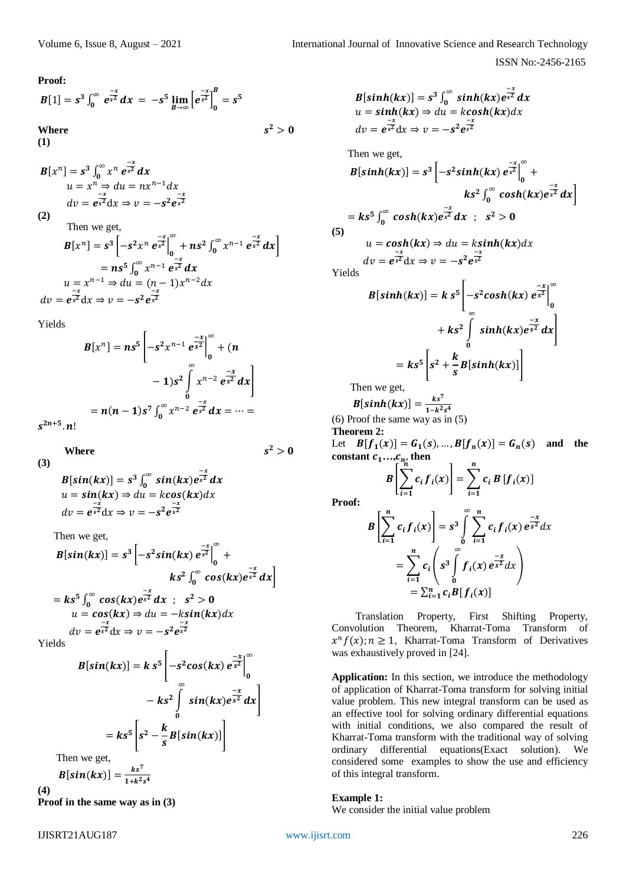**Proof:**

$$B[1] = s^3 \int_0^{\infty} e^{\frac{-x}{s^2}} dx = -s^5 \lim_{B\to\infty} \left[e^{\frac{-x}{s^2}}\right]_0^B = s^5$$

**Where** $s^2 > 0$

**(1)**

$$B[x^n] = s^3 \int_0^{\infty} x^n e^{\frac{-x}{s^2}} dx$$

$$u = x^n \Rightarrow du = nx^{n-1}dx$$

$$dv = e^{\frac{-x}{s^2}} dx \Rightarrow v = -s^2 e^{\frac{-x}{s^2}}$$

**(2)**

Then we get,

$$B[x^n] = s^3 \left[-s^2 x^n e^{\frac{-x}{s^2}}\Big|_0^{\infty} + ns^2 \int_0^{\infty} x^{n-1} e^{\frac{-x}{s^2}} dx\right]$$

$$= ns^5 \int_0^{\infty} x^{n-1} e^{\frac{-x}{s^2}} dx$$

$$u = x^{n-1} \Rightarrow du = (n-1)x^{n-2}dx$$

$$dv = e^{\frac{-x}{s^2}} dx \Rightarrow v = -s^2 e^{\frac{-x}{s^2}}$$

Yields

$$B[x^n] = ns^5 \left[-s^2 x^{n-1} e^{\frac{-x}{s^2}}\Big|_0^{\infty} + (n-1)s^2 \int_0^{\infty} x^{n-2} e^{\frac{-x}{s^2}} dx\right]$$

$$= n(n-1)s^7 \int_0^{\infty} x^{n-2} e^{\frac{-x}{s^2}} dx = \cdots = s^{2n+5}.n!$$

**Where** $s^2 > 0$

**(3)**

$$B[\sin(kx)] = s^3 \int_0^{\infty} \sin(kx) e^{\frac{-x}{s^2}} dx$$

$$u = \sin(kx) \Rightarrow du = k\cos(kx)dx$$

$$dv = e^{\frac{-x}{s^2}} dx \Rightarrow v = -s^2 e^{\frac{-x}{s^2}}$$

Then we get,

$$B[\sin(kx)] = s^3 \left[-s^2 \sin(kx) e^{\frac{-x}{s^2}}\Big|_0^{\infty} + ks^2 \int_0^{\infty} \cos(kx) e^{\frac{-x}{s^2}} dx\right]$$

$$= ks^5 \int_0^{\infty} \cos(kx) e^{\frac{-x}{s^2}} dx \;;\; s^2 > 0$$

$$u = \cos(kx) \Rightarrow du = -k\sin(kx)dx$$

$$dv = e^{\frac{-x}{s^2}} dx \Rightarrow v = -s^2 e^{\frac{-x}{s^2}}$$

Yields

$$B[\sin(kx)] = k\,s^5 \left[-s^2 \cos(kx) e^{\frac{-x}{s^2}}\Big|_0^{\infty} - ks^2 \int_0^{\infty} \sin(kx) e^{\frac{-x}{s^2}} dx\right]$$

$$= ks^5 \left[s^2 - \frac{k}{s} B[\sin(kx)]\right]$$

Then we get,

$$B[\sin(kx)] = \frac{ks^7}{1+k^2s^4}$$

**(4)**

**Proof in the same way as in (3)**

$$B[\sinh(kx)] = s^3 \int_0^{\infty} \sinh(kx) e^{\frac{-x}{s^2}} dx$$

$$u = \sinh(kx) \Rightarrow du = k\cosh(kx)dx$$

$$dv = e^{\frac{-x}{s^2}} dx \Rightarrow v = -s^2 e^{\frac{-x}{s^2}}$$

Then we get,

$$B[\sinh(kx)] = s^3 \left[-s^2 \sinh(kx) e^{\frac{-x}{s^2}}\Big|_0^{\infty} + ks^2 \int_0^{\infty} \cosh(kx) e^{\frac{-x}{s^2}} dx\right]$$

$$= ks^5 \int_0^{\infty} \cosh(kx) e^{\frac{-x}{s^2}} dx \;;\; s^2 > 0$$

**(5)**

$$u = \cosh(kx) \Rightarrow du = k\sinh(kx)dx$$

$$dv = e^{\frac{-x}{s^2}} dx \Rightarrow v = -s^2 e^{\frac{-x}{s^2}}$$

Yields

$$B[\sinh(kx)] = k\,s^5 \left[-s^2 \cosh(kx) e^{\frac{-x}{s^2}}\Big|_0^{\infty} + ks^2 \int_0^{\infty} \sinh(kx) e^{\frac{-x}{s^2}} dx\right]$$

$$= ks^5 \left[s^2 + \frac{k}{s} B[\sinh(kx)]\right]$$

Then we get,

$$B[\sinh(kx)] = \frac{ks^7}{1-k^2s^4}$$

(6) Proof the same way as in (5)

**Theorem 2:**

Let $B[f_1(x)] = G_1(s), \ldots, B[f_n(x)] = G_n(s)$ **and the constant** $c_1 \ldots, c_n$, **then**

$$B\left[\sum_{i=1}^{n} c_i f_i(x)\right] = \sum_{i=1}^{n} c_i\, B\,[f_i(x)]$$

**Proof:**

$$B\left[\sum_{i=1}^{n} c_i f_i(x)\right] = s^3 \int_0^{\infty} \sum_{i=1}^{n} c_i f_i(x)\, e^{\frac{-x}{s^2}} dx$$

$$= \sum_{i=1}^{n} c_i \left(s^3 \int_0^{\infty} f_i(x)\, e^{\frac{-x}{s^2}} dx\right)$$

$$= \sum_{i=1}^{n} c_i B[f_i(x)]$$

Translation Property, First Shifting Property, Convolution Theorem, Kharrat-Toma Transform of $x^n f(x); n \geq 1$, Kharrat-Toma Transform of Derivatives was exhaustively proved in [24].

**Application:** In this section, we introduce the methodology of application of Kharrat-Toma transform for solving initial value problem. This new integral transform can be used as an effective tool for solving ordinary differential equations with initial conditions, we also compared the result of Kharrat-Toma transform with the traditional way of solving ordinary differential equations(Exact solution). We considered some examples to show the use and efficiency of this integral transform.

**Example 1:**

We consider the initial value problem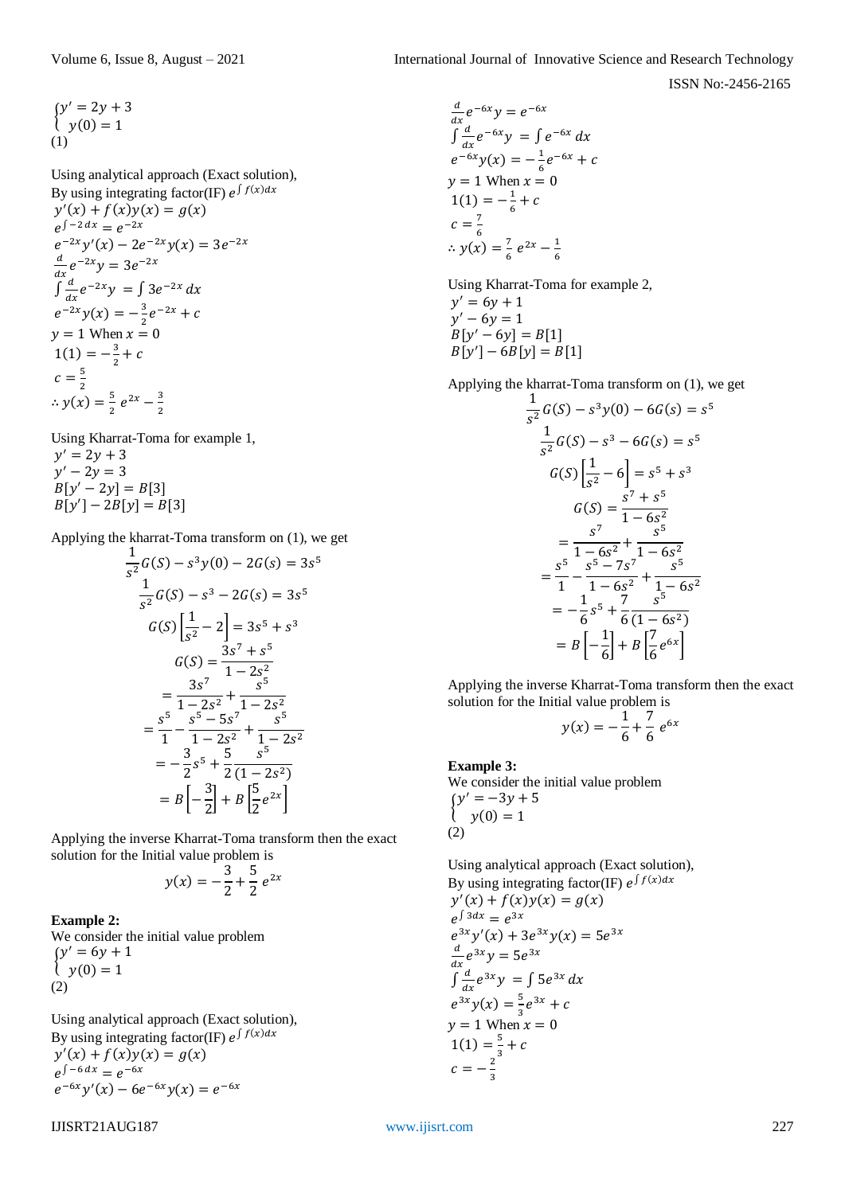$$\begin{cases} y' = 2y + 3 \\ y(0) = 1 \end{cases}$$
(1)

Using analytical approach (Exact solution),
By using integrating factor(IF) $e^{\int f(x)dx}$

$y'(x) + f(x)y(x) = g(x)$
$e^{\int -2\,dx} = e^{-2x}$
$e^{-2x}y'(x) - 2e^{-2x}y(x) = 3e^{-2x}$
$\frac{d}{dx}e^{-2x}y = 3e^{-2x}$
$\int \frac{d}{dx}e^{-2x}y = \int 3e^{-2x}\,dx$
$e^{-2x}y(x) = -\frac{3}{2}e^{-2x} + c$
$y = 1$ When $x = 0$
$1(1) = -\frac{3}{2} + c$
$c = \frac{5}{2}$
$\therefore y(x) = \frac{5}{2}\,e^{2x} - \frac{3}{2}$

Using Kharrat-Toma for example 1,
$y' = 2y + 3$
$y' - 2y = 3$
$B[y' - 2y] = B[3]$
$B[y'] - 2B[y] = B[3]$

Applying the kharrat-Toma transform on (1), we get

$$\frac{1}{s^2}G(S) - s^3y(0) - 2G(s) = 3s^5$$
$$\frac{1}{s^2}G(S) - s^3 - 2G(s) = 3s^5$$
$$G(S)\left[\frac{1}{s^2} - 2\right] = 3s^5 + s^3$$
$$G(S) = \frac{3s^7 + s^5}{1 - 2s^2}$$
$$= \frac{3s^7}{1 - 2s^2} + \frac{s^5}{1 - 2s^2}$$
$$= \frac{s^5}{1} - \frac{s^5 - 5s^7}{1 - 2s^2} + \frac{s^5}{1 - 2s^2}$$
$$= -\frac{3}{2}s^5 + \frac{5}{2}\frac{s^5}{(1 - 2s^2)}$$
$$= B\left[-\frac{3}{2}\right] + B\left[\frac{5}{2}e^{2x}\right]$$

Applying the inverse Kharrat-Toma transform then the exact solution for the Initial value problem is

$$y(x) = -\frac{3}{2} + \frac{5}{2}\,e^{2x}$$

**Example 2:**
We consider the initial value problem

$$\begin{cases} y' = 6y + 1 \\ y(0) = 1 \end{cases}$$
(2)

Using analytical approach (Exact solution),
By using integrating factor(IF) $e^{\int f(x)dx}$

$y'(x) + f(x)y(x) = g(x)$
$e^{\int -6\,dx} = e^{-6x}$
$e^{-6x}y'(x) - 6e^{-6x}y(x) = e^{-6x}$
$\frac{d}{dx}e^{-6x}y = e^{-6x}$
$\int \frac{d}{dx}e^{-6x}y = \int e^{-6x}\,dx$
$e^{-6x}y(x) = -\frac{1}{6}e^{-6x} + c$
$y = 1$ When $x = 0$
$1(1) = -\frac{1}{6} + c$
$c = \frac{7}{6}$
$\therefore y(x) = \frac{7}{6}\,e^{2x} - \frac{1}{6}$

Using Kharrat-Toma for example 2,
$y' = 6y + 1$
$y' - 6y = 1$
$B[y' - 6y] = B[1]$
$B[y'] - 6B[y] = B[1]$

Applying the kharrat-Toma transform on (1), we get

$$\frac{1}{s^2}G(S) - s^3y(0) - 6G(s) = s^5$$
$$\frac{1}{s^2}G(S) - s^3 - 6G(s) = s^5$$
$$G(S)\left[\frac{1}{s^2} - 6\right] = s^5 + s^3$$
$$G(S) = \frac{s^7 + s^5}{1 - 6s^2}$$
$$= \frac{s^7}{1 - 6s^2} + \frac{s^5}{1 - 6s^2}$$
$$= \frac{s^5}{1} - \frac{s^5 - 7s^7}{1 - 6s^2} + \frac{s^5}{1 - 6s^2}$$
$$= -\frac{1}{6}s^5 + \frac{7}{6}\frac{s^5}{(1 - 6s^2)}$$
$$= B\left[-\frac{1}{6}\right] + B\left[\frac{7}{6}e^{6x}\right]$$

Applying the inverse Kharrat-Toma transform then the exact solution for the Initial value problem is

$$y(x) = -\frac{1}{6} + \frac{7}{6}\,e^{6x}$$

**Example 3:**
We consider the initial value problem

$$\begin{cases} y' = -3y + 5 \\ y(0) = 1 \end{cases}$$
(2)

Using analytical approach (Exact solution),
By using integrating factor(IF) $e^{\int f(x)dx}$

$y'(x) + f(x)y(x) = g(x)$
$e^{\int 3dx} = e^{3x}$
$e^{3x}y'(x) + 3e^{3x}y(x) = 5e^{3x}$
$\frac{d}{dx}e^{3x}y = 5e^{3x}$
$\int \frac{d}{dx}e^{3x}y = \int 5e^{3x}\,dx$
$e^{3x}y(x) = \frac{5}{3}e^{3x} + c$
$y = 1$ When $x = 0$
$1(1) = \frac{5}{3} + c$
$c = -\frac{2}{3}$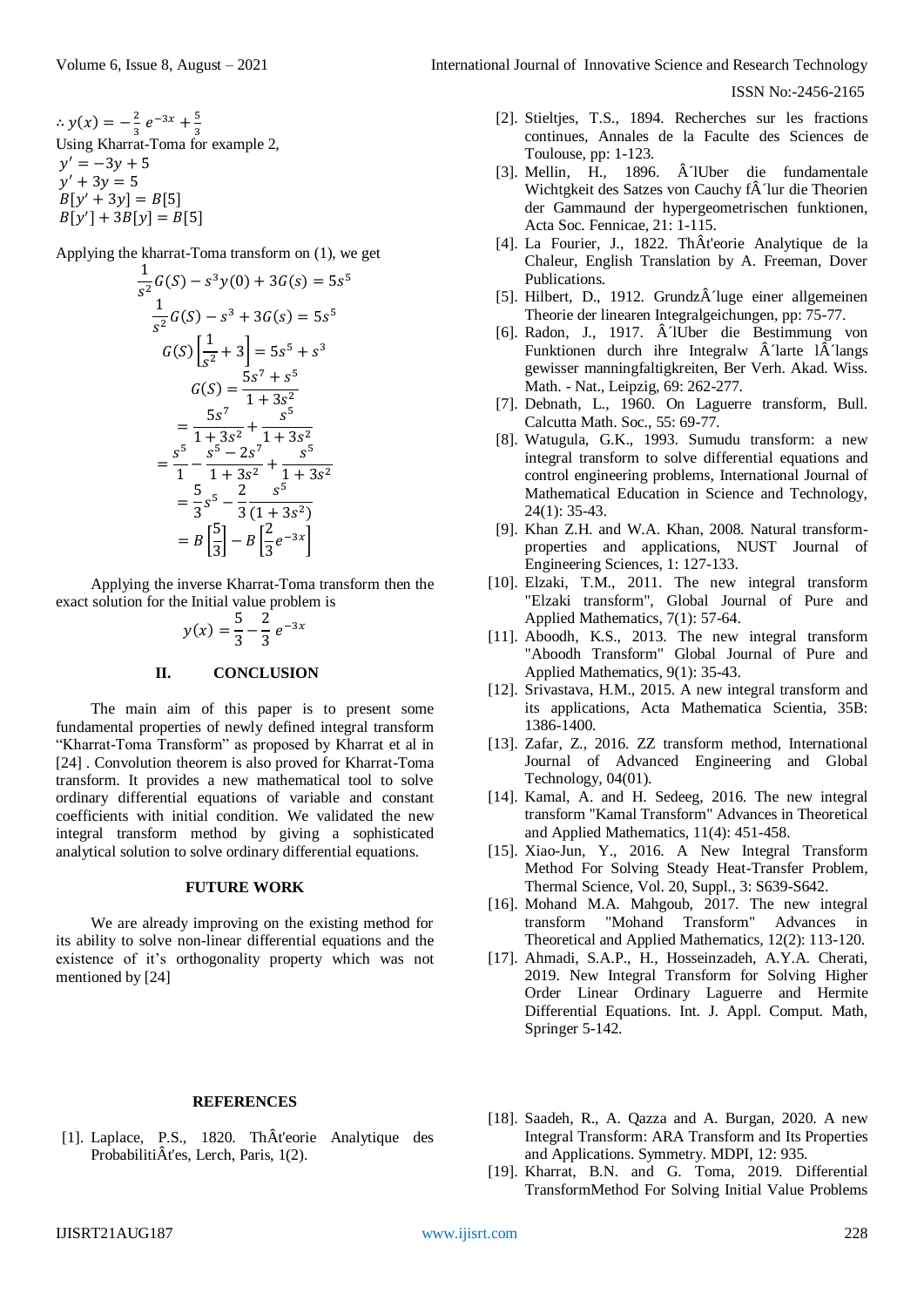$\therefore y(x) = -\frac{2}{3}e^{-3x} + \frac{5}{3}$

Using Kharrat-Toma for example 2,

$y' = -3y + 5$

$y' + 3y = 5$

$B[y' + 3y] = B[5]$

$B[y'] + 3B[y] = B[5]$

Applying the kharrat-Toma transform on (1), we get

$$\frac{1}{s^2}G(S) - s^3 y(0) + 3G(s) = 5s^5$$

$$\frac{1}{s^2}G(S) - s^3 + 3G(s) = 5s^5$$

$$G(S)\left[\frac{1}{s^2} + 3\right] = 5s^5 + s^3$$

$$G(S) = \frac{5s^7 + s^5}{1 + 3s^2}$$

$$= \frac{5s^7}{1+3s^2} + \frac{s^5}{1+3s^2}$$

$$= \frac{s^5}{1} - \frac{s^5 - 2s^7}{1+3s^2} + \frac{s^5}{1+3s^2}$$

$$= \frac{5}{3}s^5 - \frac{2}{3}\frac{s^5}{(1+3s^2)}$$

$$= B\left[\frac{5}{3}\right] - B\left[\frac{2}{3}e^{-3x}\right]$$

Applying the inverse Kharrat-Toma transform then the exact solution for the Initial value problem is

$$y(x) = \frac{5}{3} - \frac{2}{3}e^{-3x}$$

## II. CONCLUSION

The main aim of this paper is to present some fundamental properties of newly defined integral transform "Kharrat-Toma Transform" as proposed by Kharrat et al in [24] . Convolution theorem is also proved for Kharrat-Toma transform. It provides a new mathematical tool to solve ordinary differential equations of variable and constant coefficients with initial condition. We validated the new integral transform method by giving a sophisticated analytical solution to solve ordinary differential equations.

## FUTURE WORK

We are already improving on the existing method for its ability to solve non-linear differential equations and the existence of it's orthogonality property which was not mentioned by [24]

## REFERENCES

[1]. Laplace, P.S., 1820. ThÂt'eorie Analytique des ProbabilitiÂt'es, Lerch, Paris, 1(2).

[2]. Stieltjes, T.S., 1894. Recherches sur les fractions continues, Annales de la Faculte des Sciences de Toulouse, pp: 1-123.

[3]. Mellin, H., 1896. Â´lUber die fundamentale Wichtgkeit des Satzes von Cauchy fÂ´lur die Theorien der Gammaund der hypergeometrischen funktionen, Acta Soc. Fennicae, 21: 1-115.

[4]. La Fourier, J., 1822. ThÂt'eorie Analytique de la Chaleur, English Translation by A. Freeman, Dover Publications.

[5]. Hilbert, D., 1912. GrundzÂ´luge einer allgemeinen Theorie der linearen Integralgeichungen, pp: 75-77.

[6]. Radon, J., 1917. Â´lUber die Bestimmung von Funktionen durch ihre Integralw Â´larte lÂ´langs gewisser manningfaltigkreiten, Ber Verh. Akad. Wiss. Math. - Nat., Leipzig, 69: 262-277.

[7]. Debnath, L., 1960. On Laguerre transform, Bull. Calcutta Math. Soc., 55: 69-77.

[8]. Watugula, G.K., 1993. Sumudu transform: a new integral transform to solve differential equations and control engineering problems, International Journal of Mathematical Education in Science and Technology, 24(1): 35-43.

[9]. Khan Z.H. and W.A. Khan, 2008. Natural transform-properties and applications, NUST Journal of Engineering Sciences, 1: 127-133.

[10]. Elzaki, T.M., 2011. The new integral transform "Elzaki transform", Global Journal of Pure and Applied Mathematics, 7(1): 57-64.

[11]. Aboodh, K.S., 2013. The new integral transform "Aboodh Transform" Global Journal of Pure and Applied Mathematics, 9(1): 35-43.

[12]. Srivastava, H.M., 2015. A new integral transform and its applications, Acta Mathematica Scientia, 35B: 1386-1400.

[13]. Zafar, Z., 2016. ZZ transform method, International Journal of Advanced Engineering and Global Technology, 04(01).

[14]. Kamal, A. and H. Sedeeg, 2016. The new integral transform "Kamal Transform" Advances in Theoretical and Applied Mathematics, 11(4): 451-458.

[15]. Xiao-Jun, Y., 2016. A New Integral Transform Method For Solving Steady Heat-Transfer Problem, Thermal Science, Vol. 20, Suppl., 3: S639-S642.

[16]. Mohand M.A. Mahgoub, 2017. The new integral transform "Mohand Transform" Advances in Theoretical and Applied Mathematics, 12(2): 113-120.

[17]. Ahmadi, S.A.P., H., Hosseinzadeh, A.Y.A. Cherati, 2019. New Integral Transform for Solving Higher Order Linear Ordinary Laguerre and Hermite Differential Equations. Int. J. Appl. Comput. Math, Springer 5-142.

[18]. Saadeh, R., A. Qazza and A. Burgan, 2020. A new Integral Transform: ARA Transform and Its Properties and Applications. Symmetry. MDPI, 12: 935.

[19]. Kharrat, B.N. and G. Toma, 2019. Differential TransformMethod For Solving Initial Value Problems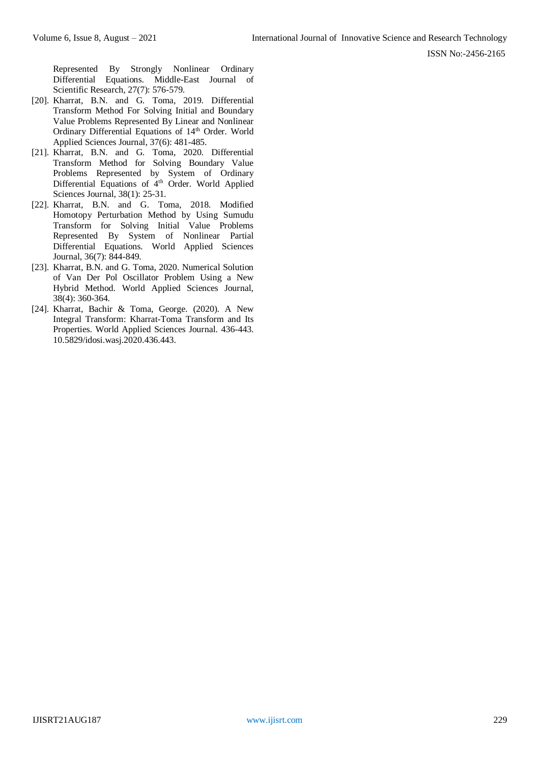Represented By Strongly Nonlinear Ordinary Differential Equations. Middle-East Journal of Scientific Research, 27(7): 576-579.

[20]. Kharrat, B.N. and G. Toma, 2019. Differential Transform Method For Solving Initial and Boundary Value Problems Represented By Linear and Nonlinear Ordinary Differential Equations of $14^{th}$ Order. World Applied Sciences Journal, 37(6): 481-485.

[21]. Kharrat, B.N. and G. Toma, 2020. Differential Transform Method for Solving Boundary Value Problems Represented by System of Ordinary Differential Equations of $4^{th}$ Order. World Applied Sciences Journal, 38(1): 25-31.

[22]. Kharrat, B.N. and G. Toma, 2018. Modified Homotopy Perturbation Method by Using Sumudu Transform for Solving Initial Value Problems Represented By System of Nonlinear Partial Differential Equations. World Applied Sciences Journal, 36(7): 844-849.

[23]. Kharrat, B.N. and G. Toma, 2020. Numerical Solution of Van Der Pol Oscillator Problem Using a New Hybrid Method. World Applied Sciences Journal, 38(4): 360-364.

[24]. Kharrat, Bachir & Toma, George. (2020). A New Integral Transform: Kharrat-Toma Transform and Its Properties. World Applied Sciences Journal. 436-443. 10.5829/idosi.wasj.2020.436.443.